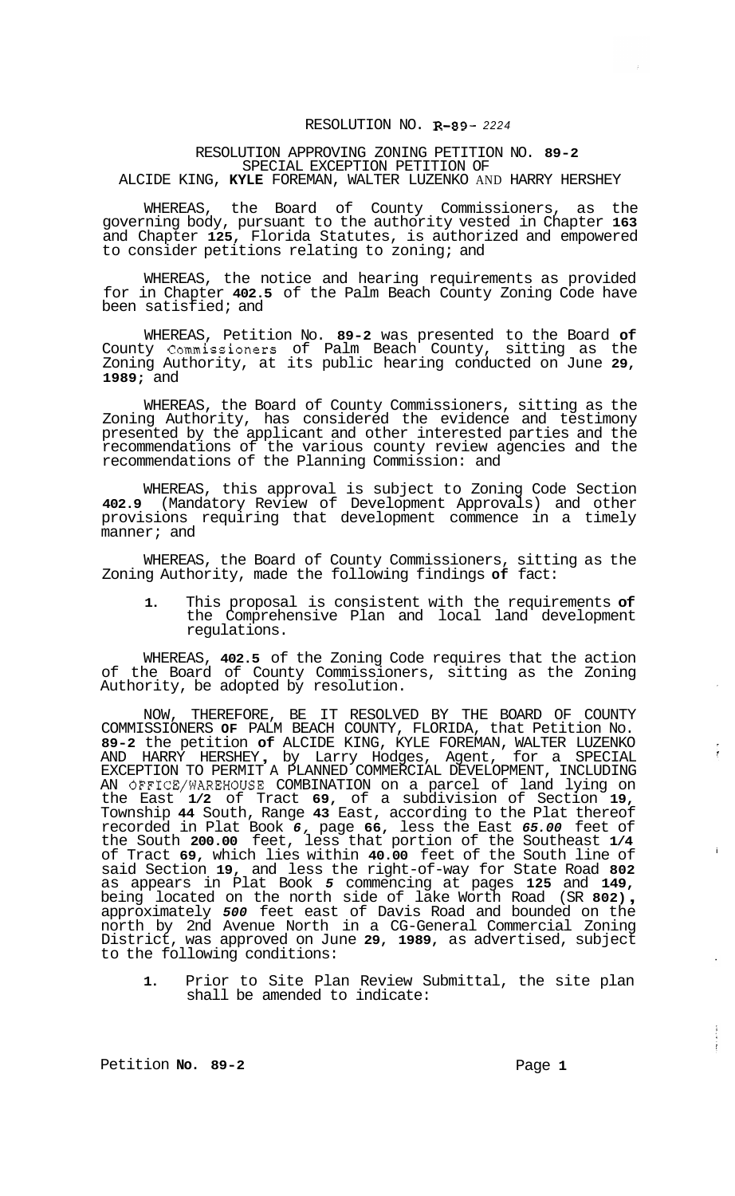# RESOLUTION NO. R-89- 2224

## RESOLUTION APPROVING ZONING PETITION NO. 89-2
## SPECIAL EXCEPTION PETITION OF
## ALCIDE KING, KYLE FOREMAN, WALTER LUZENKO AND HARRY HERSHEY

WHEREAS, the Board of County Commissioners, as the governing body, pursuant to the authority vested in Chapter 163 and Chapter 125, Florida Statutes, is authorized and empowered to consider petitions relating to zoning; and

WHEREAS, the notice and hearing requirements as provided for in Chapter 402.5 of the Palm Beach County Zoning Code have been satisfied; and

WHEREAS, Petition No. 89-2 was presented to the Board of County Commissioners of Palm Beach County, sitting as the Zoning Authority, at its public hearing conducted on June 29, 1989; and

WHEREAS, the Board of County Commissioners, sitting as the Zoning Authority, has considered the evidence and testimony presented by the applicant and other interested parties and the recommendations of the various county review agencies and the recommendations of the Planning Commission: and

WHEREAS, this approval is subject to Zoning Code Section 402.9 (Mandatory Review of Development Approvals) and other provisions requiring that development commence in a timely manner; and

WHEREAS, the Board of County Commissioners, sitting as the Zoning Authority, made the following findings of fact:

1. This proposal is consistent with the requirements of the Comprehensive Plan and local land development regulations.

WHEREAS, 402.5 of the Zoning Code requires that the action of the Board of County Commissioners, sitting as the Zoning Authority, be adopted by resolution.

NOW, THEREFORE, BE IT RESOLVED BY THE BOARD OF COUNTY COMMISSIONERS OF PALM BEACH COUNTY, FLORIDA, that Petition No. 89-2 the petition of ALCIDE KING, KYLE FOREMAN, WALTER LUZENKO AND HARRY HERSHEY, by Larry Hodges, Agent, for a SPECIAL EXCEPTION TO PERMIT A PLANNED COMMERCIAL DEVELOPMENT, INCLUDING AN OFFICE/WAREHOUSE COMBINATION on a parcel of land lying on the East 1/2 of Tract 69, of a subdivision of Section 19, Township 44 South, Range 43 East, according to the Plat thereof recorded in Plat Book 6, page 66, less the East 65.00 feet of the South 200.00 feet, less that portion of the Southeast 1/4 of Tract 69, which lies within 40.00 feet of the South line of said Section 19, and less the right-of-way for State Road 802 as appears in Plat Book 5 commencing at pages 125 and 149, being located on the north side of lake Worth Road (SR 802), approximately 500 feet east of Davis Road and bounded on the north by 2nd Avenue North in a CG-General Commercial Zoning District, was approved on June 29, 1989, as advertised, subject to the following conditions:

1. Prior to Site Plan Review Submittal, the site plan shall be amended to indicate: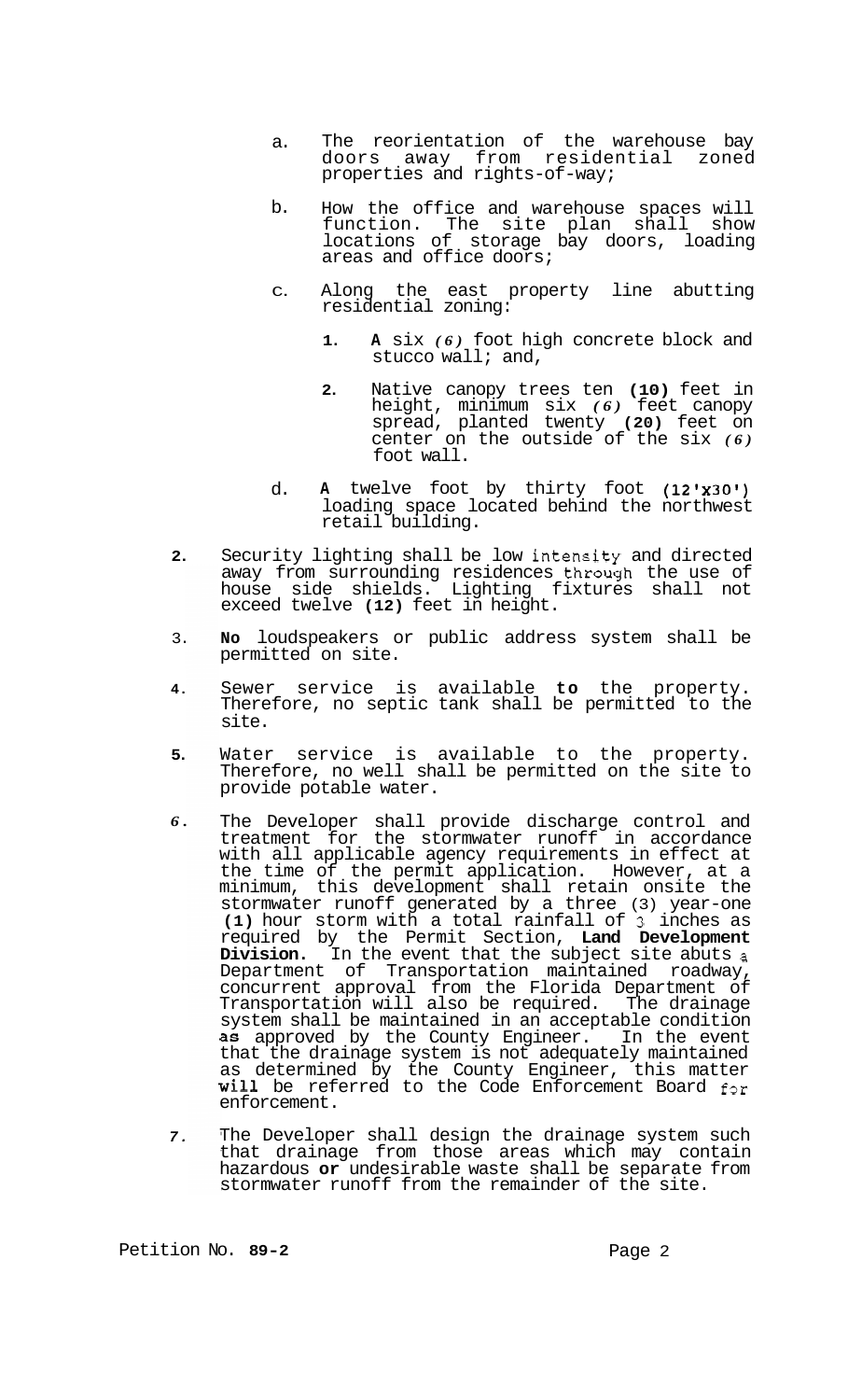a. The reorientation of the warehouse bay doors away from residential zoned properties and rights-of-way;

b. How the office and warehouse spaces will function. The site plan shall show locations of storage bay doors, loading areas and office doors;

c. Along the east property line abutting residential zoning:

   1. A six *(6)* foot high concrete block and stucco wall; and,

   2. Native canopy trees ten **(10)** feet in height, minimum six *(6)* feet canopy spread, planted twenty **(20)** feet on center on the outside of the six *(6)* foot wall.

d. A twelve foot by thirty foot **(12'x30')** loading space located behind the northwest retail building.

2. Security lighting shall be low intensity and directed away from surrounding residences through the use of house side shields. Lighting fixtures shall not exceed twelve **(12)** feet in height.

3. **No** loudspeakers or public address system shall be permitted on site.

4. Sewer service is available **to** the property. Therefore, no septic tank shall be permitted to the site.

5. Water service is available to the property. Therefore, no well shall be permitted on the site to provide potable water.

6. The Developer shall provide discharge control and treatment for the stormwater runoff in accordance with all applicable agency requirements in effect at the time of the permit application. However, at a minimum, this development shall retain onsite the stormwater runoff generated by a three (3) year-one **(1)** hour storm with a total rainfall of 3 inches as required by the Permit Section, **Land Development Division.** In the event that the subject site abuts a Department of Transportation maintained roadway, concurrent approval from the Florida Department of Transportation will also be required. The drainage system shall be maintained in an acceptable condition **as** approved by the County Engineer. In the event that the drainage system is not adequately maintained as determined by the County Engineer, this matter **will** be referred to the Code Enforcement Board for enforcement.

7. The Developer shall design the drainage system such that drainage from those areas which may contain hazardous **or** undesirable waste shall be separate from stormwater runoff from the remainder of the site.

Petition No. **89-2**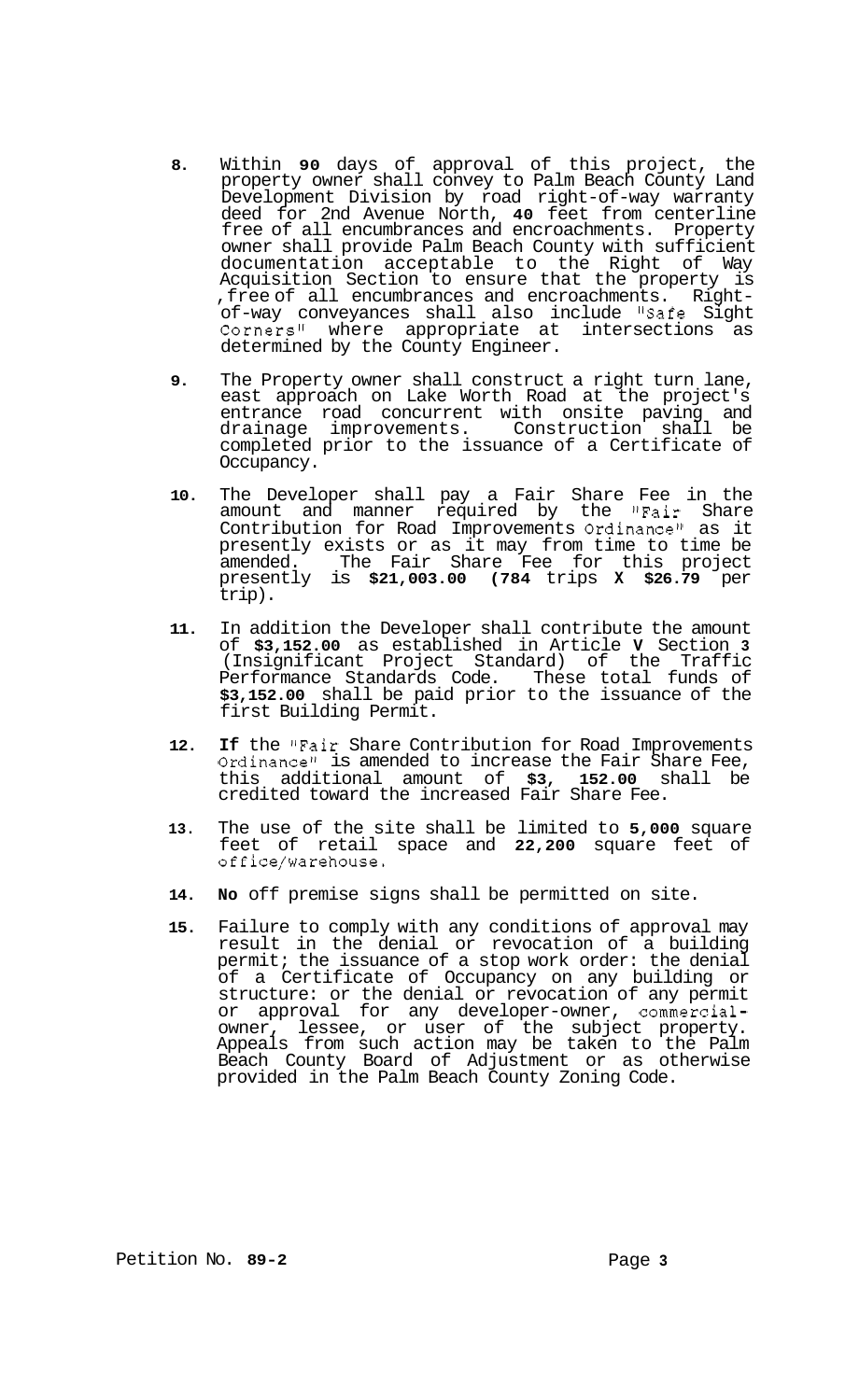8. Within **90** days of approval of this project, the property owner shall convey to Palm Beach County Land Development Division by road right-of-way warranty deed for 2nd Avenue North, **40** feet from centerline free of all encumbrances and encroachments. Property owner shall provide Palm Beach County with sufficient documentation acceptable to the Right of Way Acquisition Section to ensure that the property is free of all encumbrances and encroachments. Right-of-way conveyances shall also include "Safe Sight Corners" where appropriate at intersections as determined by the County Engineer.

9. The Property owner shall construct a right turn lane, east approach on Lake Worth Road at the project's entrance road concurrent with onsite paving and drainage improvements. Construction shall be completed prior to the issuance of a Certificate of Occupancy.

10. The Developer shall pay a Fair Share Fee in the amount and manner required by the "Fair Share Contribution for Road Improvements Ordinance" as it presently exists or as it may from time to time be amended. The Fair Share Fee for this project presently is **$21,003.00 (784** trips **X $26.79** per trip).

11. In addition the Developer shall contribute the amount of **$3,152.00** as established in Article **V** Section **3** (Insignificant Project Standard) of the Traffic Performance Standards Code. These total funds of **$3,152.00** shall be paid prior to the issuance of the first Building Permit.

12. **If** the "Fair Share Contribution for Road Improvements Ordinance" is amended to increase the Fair Share Fee, this additional amount of **$3, 152.00** shall be credited toward the increased Fair Share Fee.

13. The use of the site shall be limited to **5,000** square feet of retail space and **22,200** square feet of office/warehouse.

14. **No** off premise signs shall be permitted on site.

15. Failure to comply with any conditions of approval may result in the denial or revocation of a building permit; the issuance of a stop work order: the denial of a Certificate of Occupancy on any building or structure: or the denial or revocation of any permit or approval for any developer-owner, commercial-owner, lessee, or user of the subject property. Appeals from such action may be taken to the Palm Beach County Board of Adjustment or as otherwise provided in the Palm Beach County Zoning Code.

Petition No. **89-2**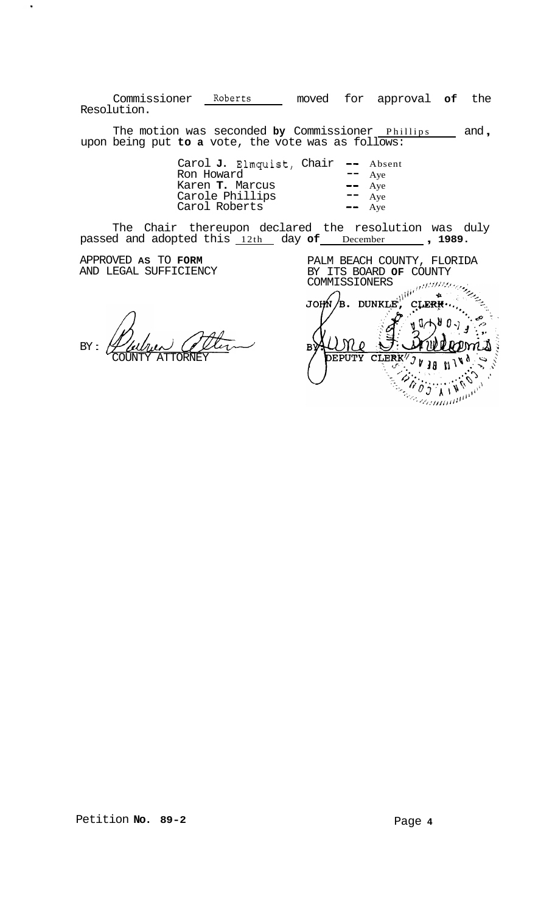Commissioner Roberts moved for approval of the Resolution.

The motion was seconded by Commissioner Phillips and, upon being put to a vote, the vote was as follows:

| | | |
|---|---|---|
| Carol J. Elmquist, Chair | -- | Absent |
| Ron Howard | -- | Aye |
| Karen T. Marcus | -- | Aye |
| Carole Phillips | -- | Aye |
| Carol Roberts | -- | Aye |

The Chair thereupon declared the resolution was duly passed and adopted this 12th day of December, 1989.

APPROVED AS TO FORM
AND LEGAL SUFFICIENCY

BY: COUNTY ATTORNEY

PALM BEACH COUNTY, FLORIDA
BY ITS BOARD OF COUNTY
COMMISSIONERS

JOHN B. DUNKLE, CLERK

BY: DEPUTY CLERK

Petition No. 89-2